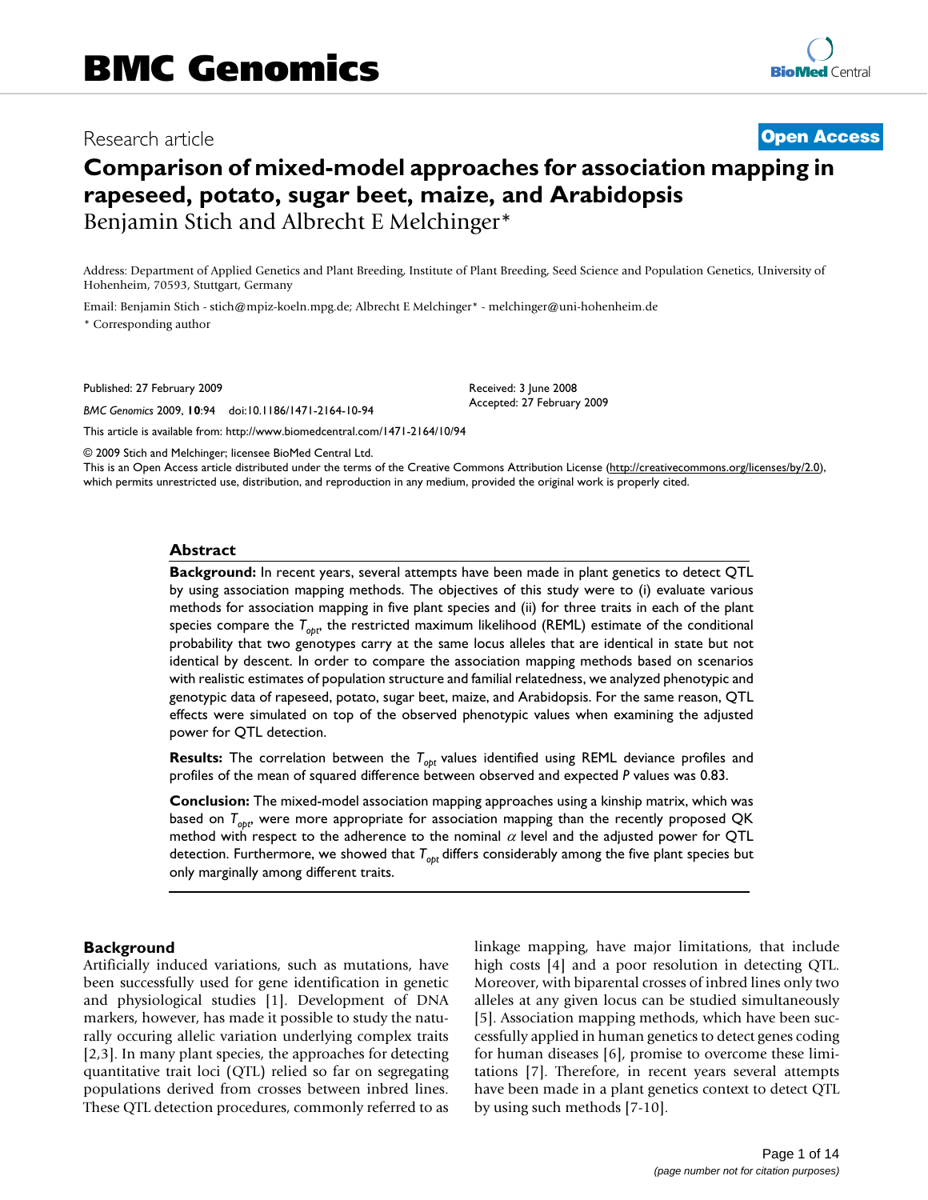# BMC Genomics

Research article

**Open Access**

# Comparison of mixed-model approaches for association mapping in rapeseed, potato, sugar beet, maize, and Arabidopsis

Benjamin Stich and Albrecht E Melchinger*

Address: Department of Applied Genetics and Plant Breeding, Institute of Plant Breeding, Seed Science and Population Genetics, University of Hohenheim, 70593, Stuttgart, Germany

Email: Benjamin Stich - stich@mpiz-koeln.mpg.de; Albrecht E Melchinger* - melchinger@uni-hohenheim.de

* Corresponding author

Published: 27 February 2009

*BMC Genomics* 2009, **10**:94 doi:10.1186/1471-2164-10-94

Received: 3 June 2008
Accepted: 27 February 2009

This article is available from: http://www.biomedcentral.com/1471-2164/10/94

© 2009 Stich and Melchinger; licensee BioMed Central Ltd.
This is an Open Access article distributed under the terms of the Creative Commons Attribution License (http://creativecommons.org/licenses/by/2.0), which permits unrestricted use, distribution, and reproduction in any medium, provided the original work is properly cited.

## Abstract

**Background:** In recent years, several attempts have been made in plant genetics to detect QTL by using association mapping methods. The objectives of this study were to (i) evaluate various methods for association mapping in five plant species and (ii) for three traits in each of the plant species compare the $T_{opt}$, the restricted maximum likelihood (REML) estimate of the conditional probability that two genotypes carry at the same locus alleles that are identical in state but not identical by descent. In order to compare the association mapping methods based on scenarios with realistic estimates of population structure and familial relatedness, we analyzed phenotypic and genotypic data of rapeseed, potato, sugar beet, maize, and Arabidopsis. For the same reason, QTL effects were simulated on top of the observed phenotypic values when examining the adjusted power for QTL detection.

**Results:** The correlation between the $T_{opt}$ values identified using REML deviance profiles and profiles of the mean of squared difference between observed and expected *P* values was 0.83.

**Conclusion:** The mixed-model association mapping approaches using a kinship matrix, which was based on $T_{opt}$, were more appropriate for association mapping than the recently proposed QK method with respect to the adherence to the nominal $\alpha$ level and the adjusted power for QTL detection. Furthermore, we showed that $T_{opt}$ differs considerably among the five plant species but only marginally among different traits.

## Background

Artificially induced variations, such as mutations, have been successfully used for gene identification in genetic and physiological studies [1]. Development of DNA markers, however, has made it possible to study the naturally occuring allelic variation underlying complex traits [2,3]. In many plant species, the approaches for detecting quantitative trait loci (QTL) relied so far on segregating populations derived from crosses between inbred lines. These QTL detection procedures, commonly referred to as linkage mapping, have major limitations, that include high costs [4] and a poor resolution in detecting QTL. Moreover, with biparental crosses of inbred lines only two alleles at any given locus can be studied simultaneously [5]. Association mapping methods, which have been successfully applied in human genetics to detect genes coding for human diseases [6], promise to overcome these limitations [7]. Therefore, in recent years several attempts have been made in a plant genetics context to detect QTL by using such methods [7-10].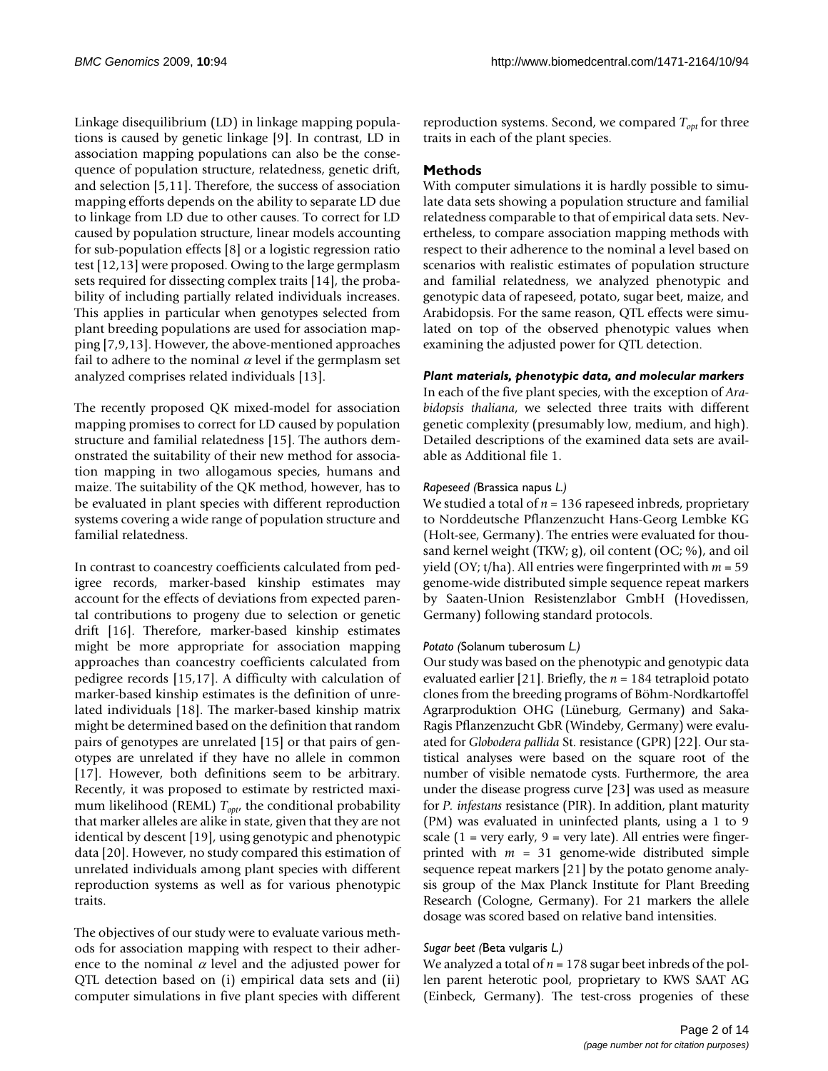Linkage disequilibrium (LD) in linkage mapping populations is caused by genetic linkage [9]. In contrast, LD in association mapping populations can also be the consequence of population structure, relatedness, genetic drift, and selection [5,11]. Therefore, the success of association mapping efforts depends on the ability to separate LD due to linkage from LD due to other causes. To correct for LD caused by population structure, linear models accounting for sub-population effects [8] or a logistic regression ratio test [12,13] were proposed. Owing to the large germplasm sets required for dissecting complex traits [14], the probability of including partially related individuals increases. This applies in particular when genotypes selected from plant breeding populations are used for association mapping [7,9,13]. However, the above-mentioned approaches fail to adhere to the nominal $\alpha$ level if the germplasm set analyzed comprises related individuals [13].

The recently proposed QK mixed-model for association mapping promises to correct for LD caused by population structure and familial relatedness [15]. The authors demonstrated the suitability of their new method for association mapping in two allogamous species, humans and maize. The suitability of the QK method, however, has to be evaluated in plant species with different reproduction systems covering a wide range of population structure and familial relatedness.

In contrast to coancestry coefficients calculated from pedigree records, marker-based kinship estimates may account for the effects of deviations from expected parental contributions to progeny due to selection or genetic drift [16]. Therefore, marker-based kinship estimates might be more appropriate for association mapping approaches than coancestry coefficients calculated from pedigree records [15,17]. A difficulty with calculation of marker-based kinship estimates is the definition of unrelated individuals [18]. The marker-based kinship matrix might be determined based on the definition that random pairs of genotypes are unrelated [15] or that pairs of genotypes are unrelated if they have no allele in common [17]. However, both definitions seem to be arbitrary. Recently, it was proposed to estimate by restricted maximum likelihood (REML) $T_{opt}$, the conditional probability that marker alleles are alike in state, given that they are not identical by descent [19], using genotypic and phenotypic data [20]. However, no study compared this estimation of unrelated individuals among plant species with different reproduction systems as well as for various phenotypic traits.

The objectives of our study were to evaluate various methods for association mapping with respect to their adherence to the nominal $\alpha$ level and the adjusted power for QTL detection based on (i) empirical data sets and (ii) computer simulations in five plant species with different reproduction systems. Second, we compared $T_{opt}$ for three traits in each of the plant species.

## Methods

With computer simulations it is hardly possible to simulate data sets showing a population structure and familial relatedness comparable to that of empirical data sets. Nevertheless, to compare association mapping methods with respect to their adherence to the nominal a level based on scenarios with realistic estimates of population structure and familial relatedness, we analyzed phenotypic and genotypic data of rapeseed, potato, sugar beet, maize, and Arabidopsis. For the same reason, QTL effects were simulated on top of the observed phenotypic values when examining the adjusted power for QTL detection.

### *Plant materials, phenotypic data, and molecular markers*

In each of the five plant species, with the exception of *Arabidopsis thaliana*, we selected three traits with different genetic complexity (presumably low, medium, and high). Detailed descriptions of the examined data sets are available as Additional file 1.

#### *Rapeseed (*Brassica napus *L.)*

We studied a total of $n = 136$ rapeseed inbreds, proprietary to Norddeutsche Pflanzenzucht Hans-Georg Lembke KG (Holt-see, Germany). The entries were evaluated for thousand kernel weight (TKW; g), oil content (OC; %), and oil yield (OY; t/ha). All entries were fingerprinted with $m = 59$ genome-wide distributed simple sequence repeat markers by Saaten-Union Resistenzlabor GmbH (Hovedissen, Germany) following standard protocols.

#### *Potato (*Solanum tuberosum *L.)*

Our study was based on the phenotypic and genotypic data evaluated earlier [21]. Briefly, the $n = 184$ tetraploid potato clones from the breeding programs of Böhm-Nordkartoffel Agrarproduktion OHG (Lüneburg, Germany) and Saka-Ragis Pflanzenzucht GbR (Windeby, Germany) were evaluated for *Globodera pallida* St. resistance (GPR) [22]. Our statistical analyses were based on the square root of the number of visible nematode cysts. Furthermore, the area under the disease progress curve [23] was used as measure for *P. infestans* resistance (PIR). In addition, plant maturity (PM) was evaluated in uninfected plants, using a 1 to 9 scale (1 = very early, 9 = very late). All entries were fingerprinted with $m = 31$ genome-wide distributed simple sequence repeat markers [21] by the potato genome analysis group of the Max Planck Institute for Plant Breeding Research (Cologne, Germany). For 21 markers the allele dosage was scored based on relative band intensities.

#### *Sugar beet (*Beta vulgaris *L.)*

We analyzed a total of $n = 178$ sugar beet inbreds of the pollen parent heterotic pool, proprietary to KWS SAAT AG (Einbeck, Germany). The test-cross progenies of these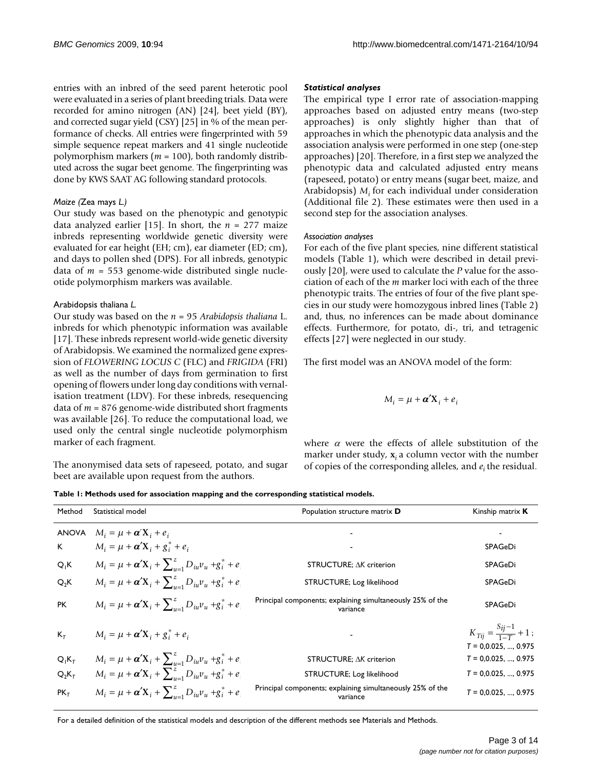entries with an inbred of the seed parent heterotic pool were evaluated in a series of plant breeding trials. Data were recorded for amino nitrogen (AN) [24], beet yield (BY), and corrected sugar yield (CSY) [25] in % of the mean performance of checks. All entries were fingerprinted with 59 simple sequence repeat markers and 41 single nucleotide polymorphism markers ($m$ = 100), both randomly distributed across the sugar beet genome. The fingerprinting was done by KWS SAAT AG following standard protocols.

#### *Maize (*Zea mays *L.)*

Our study was based on the phenotypic and genotypic data analyzed earlier [15]. In short, the $n$ = 277 maize inbreds representing worldwide genetic diversity were evaluated for ear height (EH; cm), ear diameter (ED; cm), and days to pollen shed (DPS). For all inbreds, genotypic data of $m$ = 553 genome-wide distributed single nucleotide polymorphism markers was available.

#### Arabidopsis thaliana *L.*

Our study was based on the $n$ = 95 *Arabidopsis thaliana* L. inbreds for which phenotypic information was available [17]. These inbreds represent world-wide genetic diversity of Arabidopsis. We examined the normalized gene expression of *FLOWERING LOCUS C* (FLC) and *FRIGIDA* (FRI) as well as the number of days from germination to first opening of flowers under long day conditions with vernalisation treatment (LDV). For these inbreds, resequencing data of $m$ = 876 genome-wide distributed short fragments was available [26]. To reduce the computational load, we used only the central single nucleotide polymorphism marker of each fragment.

The anonymised data sets of rapeseed, potato, and sugar beet are available upon request from the authors.

### *Statistical analyses*

The empirical type I error rate of association-mapping approaches based on adjusted entry means (two-step approaches) is only slightly higher than that of approaches in which the phenotypic data analysis and the association analysis were performed in one step (one-step approaches) [20]. Therefore, in a first step we analyzed the phenotypic data and calculated adjusted entry means (rapeseed, potato) or entry means (sugar beet, maize, and Arabidopsis) $M_i$ for each individual under consideration (Additional file 2). These estimates were then used in a second step for the association analyses.

#### *Association analyses*

For each of the five plant species, nine different statistical models (Table 1), which were described in detail previously [20], were used to calculate the $P$ value for the association of each of the $m$ marker loci with each of the three phenotypic traits. The entries of four of the five plant species in our study were homozygous inbred lines (Table 2) and, thus, no inferences can be made about dominance effects. Furthermore, for potato, di-, tri, and tetragenic effects [27] were neglected in our study.

The first model was an ANOVA model of the form:

$$M_i = \mu + \boldsymbol{\alpha}'\mathbf{X}_i + e_i$$

where $\alpha$ were the effects of allele substitution of the marker under study, $\mathbf{x}_i$ a column vector with the number of copies of the corresponding alleles, and $e_i$ the residual.

**Table 1: Methods used for association mapping and the corresponding statistical models.**

| Method | Statistical model | Population structure matrix **D** | Kinship matrix **K** |
|---|---|---|---|
| ANOVA | $M_i = \mu + \boldsymbol{\alpha}'\mathbf{X}_i + e_i$ | - | - |
| K | $M_i = \mu + \boldsymbol{\alpha}'\mathbf{X}_i + g_i^* + e_i$ | - | SPAGeDi |
| $Q_1K$ | $M_i = \mu + \boldsymbol{\alpha}'\mathbf{X}_i + \sum_{u=1}^{z} D_{iu}v_u + g_i^* + e_i$ | STRUCTURE; $\Delta K$ criterion | SPAGeDi |
| $Q_2K$ | $M_i = \mu + \boldsymbol{\alpha}'\mathbf{X}_i + \sum_{u=1}^{z} D_{iu}v_u + g_i^* + e_i$ | STRUCTURE; Log likelihood | SPAGeDi |
| PK | $M_i = \mu + \boldsymbol{\alpha}'\mathbf{X}_i + \sum_{u=1}^{z} D_{iu}v_u + g_i^* + e_i$ | Principal components; explaining simultaneously 25% of the variance | SPAGeDi |
| $K_T$ | $M_i = \mu + \boldsymbol{\alpha}'\mathbf{X}_i + g_i^* + e_i$ | - | $K_{Tij} = \frac{S_{ij}-1}{1-T} + 1$; $T$ = 0,0.025, ..., 0.975 |
| $Q_1K_T$ | $M_i = \mu + \boldsymbol{\alpha}'\mathbf{X}_i + \sum_{u=1}^{z} D_{iu}v_u + g_i^* + e_i$ | STRUCTURE; $\Delta K$ criterion | $T$ = 0,0.025, ..., 0.975 |
| $Q_2K_T$ | $M_i = \mu + \boldsymbol{\alpha}'\mathbf{X}_i + \sum_{u=1}^{z} D_{iu}v_u + g_i^* + e_i$ | STRUCTURE; Log likelihood | $T$ = 0,0.025, ..., 0.975 |
| $PK_T$ | $M_i = \mu + \boldsymbol{\alpha}'\mathbf{X}_i + \sum_{u=1}^{z} D_{iu}v_u + g_i^* + e_i$ | Principal components; explaining simultaneously 25% of the variance | $T$ = 0,0.025, ..., 0.975 |

For a detailed definition of the statistical models and description of the different methods see Materials and Methods.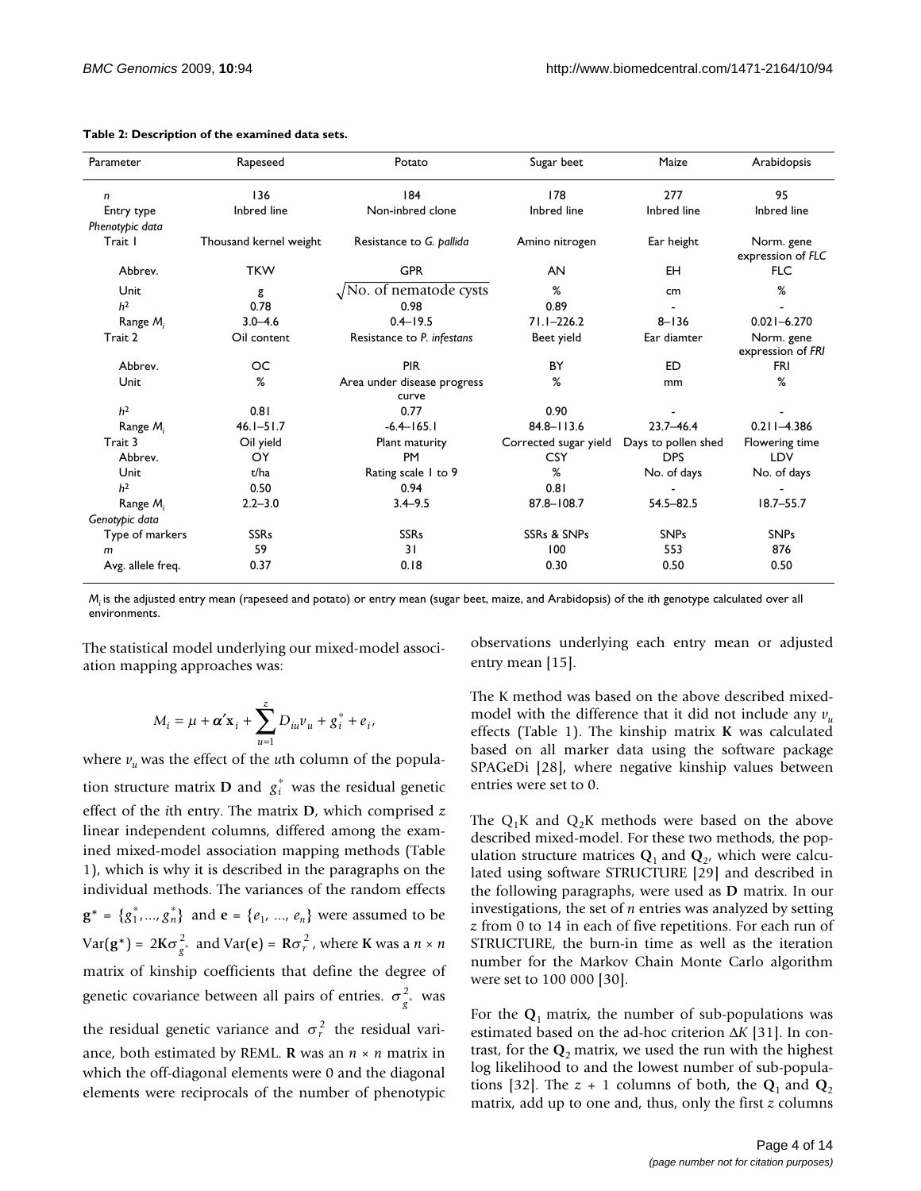**Table 2: Description of the examined data sets.**

| Parameter | Rapeseed | Potato | Sugar beet | Maize | Arabidopsis |
|---|---|---|---|---|---|
| $n$ | 136 | 184 | 178 | 277 | 95 |
| Entry type | Inbred line | Non-inbred clone | Inbred line | Inbred line | Inbred line |
| *Phenotypic data* | | | | | |
| Trait 1 | Thousand kernel weight | Resistance to *G. pallida* | Amino nitrogen | Ear height | Norm. gene expression of *FLC* |
| Abbrev. | TKW | GPR | AN | EH | FLC |
| Unit | g | $\sqrt{\text{No. of nematode cysts}}$ | % | cm | % |
| $h^2$ | 0.78 | 0.98 | 0.89 | - | - |
| Range $M_i$ | 3.0–4.6 | 0.4–19.5 | 71.1–226.2 | 8–136 | 0.021–6.270 |
| Trait 2 | Oil content | Resistance to *P. infestans* | Beet yield | Ear diamter | Norm. gene expression of *FRI* |
| Abbrev. | OC | PIR | BY | ED | FRI |
| Unit | % | Area under disease progress curve | % | mm | % |
| $h^2$ | 0.81 | 0.77 | 0.90 | - | - |
| Range $M_i$ | 46.1–51.7 | -6.4–165.1 | 84.8–113.6 | 23.7–46.4 | 0.211–4.386 |
| Trait 3 | Oil yield | Plant maturity | Corrected sugar yield | Days to pollen shed | Flowering time |
| Abbrev. | OY | PM | CSY | DPS | LDV |
| Unit | t/ha | Rating scale 1 to 9 | % | No. of days | No. of days |
| $h^2$ | 0.50 | 0.94 | 0.81 | - | - |
| Range $M_i$ | 2.2–3.0 | 3.4–9.5 | 87.8–108.7 | 54.5–82.5 | 18.7–55.7 |
| *Genotypic data* | | | | | |
| Type of markers | SSRs | SSRs | SSRs & SNPs | SNPs | SNPs |
| $m$ | 59 | 31 | 100 | 553 | 876 |
| Avg. allele freq. | 0.37 | 0.18 | 0.30 | 0.50 | 0.50 |

$M_i$ is the adjusted entry mean (rapeseed and potato) or entry mean (sugar beet, maize, and Arabidopsis) of the *i*th genotype calculated over all environments.

The statistical model underlying our mixed-model association mapping approaches was:

$$M_i = \mu + \boldsymbol{\alpha}'\mathbf{x}_i + \sum_{u=1}^{z} D_{iu}v_u + g_i^* + e_i,$$

where $v_u$ was the effect of the $u$th column of the population structure matrix $\mathbf{D}$ and $g_i^*$ was the residual genetic effect of the $i$th entry. The matrix $\mathbf{D}$, which comprised $z$ linear independent columns, differed among the examined mixed-model association mapping methods (Table 1), which is why it is described in the paragraphs on the individual methods. The variances of the random effects $\mathbf{g}^* = \{g_1^*, ..., g_n^*\}$ and $\mathbf{e} = \{e_1, ..., e_n\}$ were assumed to be $\text{Var}(\mathbf{g}^*) = 2\mathbf{K}\sigma_{g^*}^2$ and $\text{Var}(\mathbf{e}) = \mathbf{R}\sigma_r^2$, where $\mathbf{K}$ was a $n \times n$ matrix of kinship coefficients that define the degree of genetic covariance between all pairs of entries. $\sigma_{g^*}^2$ was the residual genetic variance and $\sigma_r^2$ the residual variance, both estimated by REML. $\mathbf{R}$ was an $n \times n$ matrix in which the off-diagonal elements were 0 and the diagonal elements were reciprocals of the number of phenotypic observations underlying each entry mean or adjusted entry mean [15].

The K method was based on the above described mixed-model with the difference that it did not include any $v_u$ effects (Table 1). The kinship matrix $\mathbf{K}$ was calculated based on all marker data using the software package SPAGeDi [28], where negative kinship values between entries were set to 0.

The $Q_1$K and $Q_2$K methods were based on the above described mixed-model. For these two methods, the population structure matrices $\mathbf{Q}_1$ and $\mathbf{Q}_2$, which were calculated using software STRUCTURE [29] and described in the following paragraphs, were used as $\mathbf{D}$ matrix. In our investigations, the set of $n$ entries was analyzed by setting $z$ from 0 to 14 in each of five repetitions. For each run of STRUCTURE, the burn-in time as well as the iteration number for the Markov Chain Monte Carlo algorithm were set to 100 000 [30].

For the $\mathbf{Q}_1$ matrix, the number of sub-populations was estimated based on the ad-hoc criterion $\Delta K$ [31]. In contrast, for the $\mathbf{Q}_2$ matrix, we used the run with the highest log likelihood to and the lowest number of sub-populations [32]. The $z + 1$ columns of both, the $\mathbf{Q}_1$ and $\mathbf{Q}_2$ matrix, add up to one and, thus, only the first $z$ columns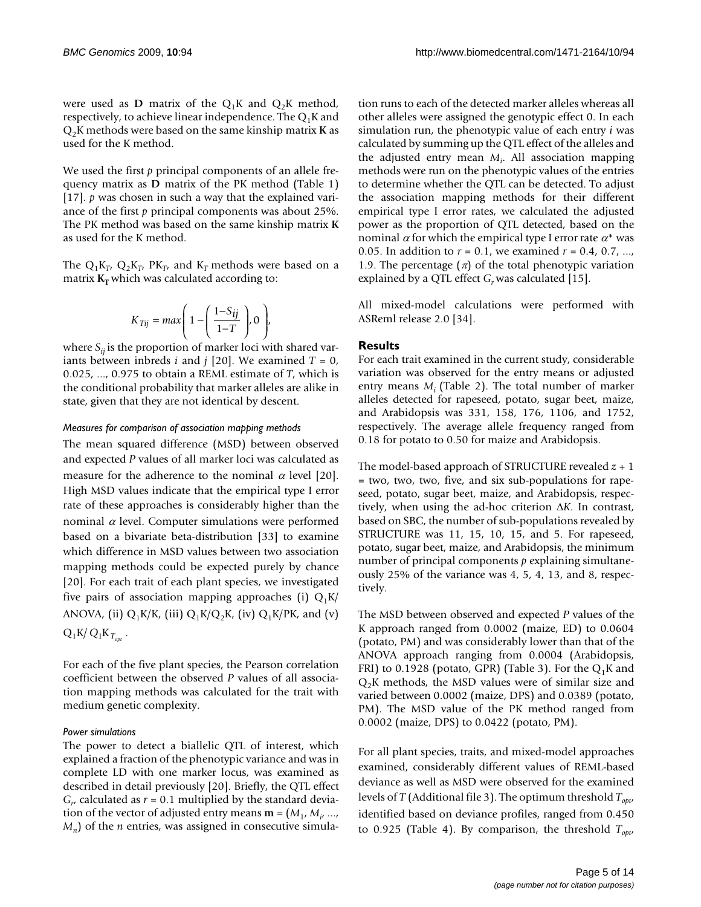were used as **D** matrix of the $Q_1K$ and $Q_2K$ method, respectively, to achieve linear independence. The $Q_1K$ and $Q_2K$ methods were based on the same kinship matrix **K** as used for the K method.

We used the first *p* principal components of an allele frequency matrix as **D** matrix of the PK method (Table 1) [17]. *p* was chosen in such a way that the explained variance of the first *p* principal components was about 25%. The PK method was based on the same kinship matrix **K** as used for the K method.

The $Q_1K_T$, $Q_2K_T$, $PK_T$, and $K_T$ methods were based on a matrix $\mathbf{K_T}$ which was calculated according to:

$$K_{Tij} = max\left(1 - \left(\frac{1 - S_{ij}}{1 - T}\right), 0\right),$$

where $S_{ij}$ is the proportion of marker loci with shared variants between inbreds *i* and *j* [20]. We examined $T$ = 0, 0.025, ..., 0.975 to obtain a REML estimate of $T$, which is the conditional probability that marker alleles are alike in state, given that they are not identical by descent.

#### *Measures for comparison of association mapping methods*

The mean squared difference (MSD) between observed and expected *P* values of all marker loci was calculated as measure for the adherence to the nominal $\alpha$ level [20]. High MSD values indicate that the empirical type I error rate of these approaches is considerably higher than the nominal $\alpha$ level. Computer simulations were performed based on a bivariate beta-distribution [33] to examine which difference in MSD values between two association mapping methods could be expected purely by chance [20]. For each trait of each plant species, we investigated five pairs of association mapping approaches (i) $Q_1K$/ANOVA, (ii) $Q_1K$/K, (iii) $Q_1K$/$Q_2K$, (iv) $Q_1K$/PK, and (v) $Q_1K$/ $Q_1K_{T_{opt}}$.

For each of the five plant species, the Pearson correlation coefficient between the observed *P* values of all association mapping methods was calculated for the trait with medium genetic complexity.

#### *Power simulations*

The power to detect a biallelic QTL of interest, which explained a fraction of the phenotypic variance and was in complete LD with one marker locus, was examined as described in detail previously [20]. Briefly, the QTL effect $G_r$, calculated as $r$ = 0.1 multiplied by the standard deviation of the vector of adjusted entry means $\mathbf{m} = (M_1, M_i, ..., M_n)$ of the *n* entries, was assigned in consecutive simulation runs to each of the detected marker alleles whereas all other alleles were assigned the genotypic effect 0. In each simulation run, the phenotypic value of each entry *i* was calculated by summing up the QTL effect of the alleles and the adjusted entry mean $M_i$. All association mapping methods were run on the phenotypic values of the entries to determine whether the QTL can be detected. To adjust the association mapping methods for their different empirical type I error rates, we calculated the adjusted power as the proportion of QTL detected, based on the nominal $\alpha$ for which the empirical type I error rate $\alpha^*$ was 0.05. In addition to $r$ = 0.1, we examined $r$ = 0.4, 0.7, ..., 1.9. The percentage ($\pi$) of the total phenotypic variation explained by a QTL effect $G_r$ was calculated [15].

All mixed-model calculations were performed with ASReml release 2.0 [34].

## Results

For each trait examined in the current study, considerable variation was observed for the entry means or adjusted entry means $M_i$ (Table 2). The total number of marker alleles detected for rapeseed, potato, sugar beet, maize, and Arabidopsis was 331, 158, 176, 1106, and 1752, respectively. The average allele frequency ranged from 0.18 for potato to 0.50 for maize and Arabidopsis.

The model-based approach of STRUCTURE revealed $z + 1$ = two, two, two, five, and six sub-populations for rapeseed, potato, sugar beet, maize, and Arabidopsis, respectively, when using the ad-hoc criterion $\Delta K$. In contrast, based on SBC, the number of sub-populations revealed by STRUCTURE was 11, 15, 10, 15, and 5. For rapeseed, potato, sugar beet, maize, and Arabidopsis, the minimum number of principal components *p* explaining simultaneously 25% of the variance was 4, 5, 4, 13, and 8, respectively.

The MSD between observed and expected *P* values of the K approach ranged from 0.0002 (maize, ED) to 0.0604 (potato, PM) and was considerably lower than that of the ANOVA approach ranging from 0.0004 (Arabidopsis, FRI) to 0.1928 (potato, GPR) (Table 3). For the $Q_1K$ and $Q_2K$ methods, the MSD values were of similar size and varied between 0.0002 (maize, DPS) and 0.0389 (potato, PM). The MSD value of the PK method ranged from 0.0002 (maize, DPS) to 0.0422 (potato, PM).

For all plant species, traits, and mixed-model approaches examined, considerably different values of REML-based deviance as well as MSD were observed for the examined levels of $T$ (Additional file 3). The optimum threshold $T_{opt}$, identified based on deviance profiles, ranged from 0.450 to 0.925 (Table 4). By comparison, the threshold $T_{opt}$,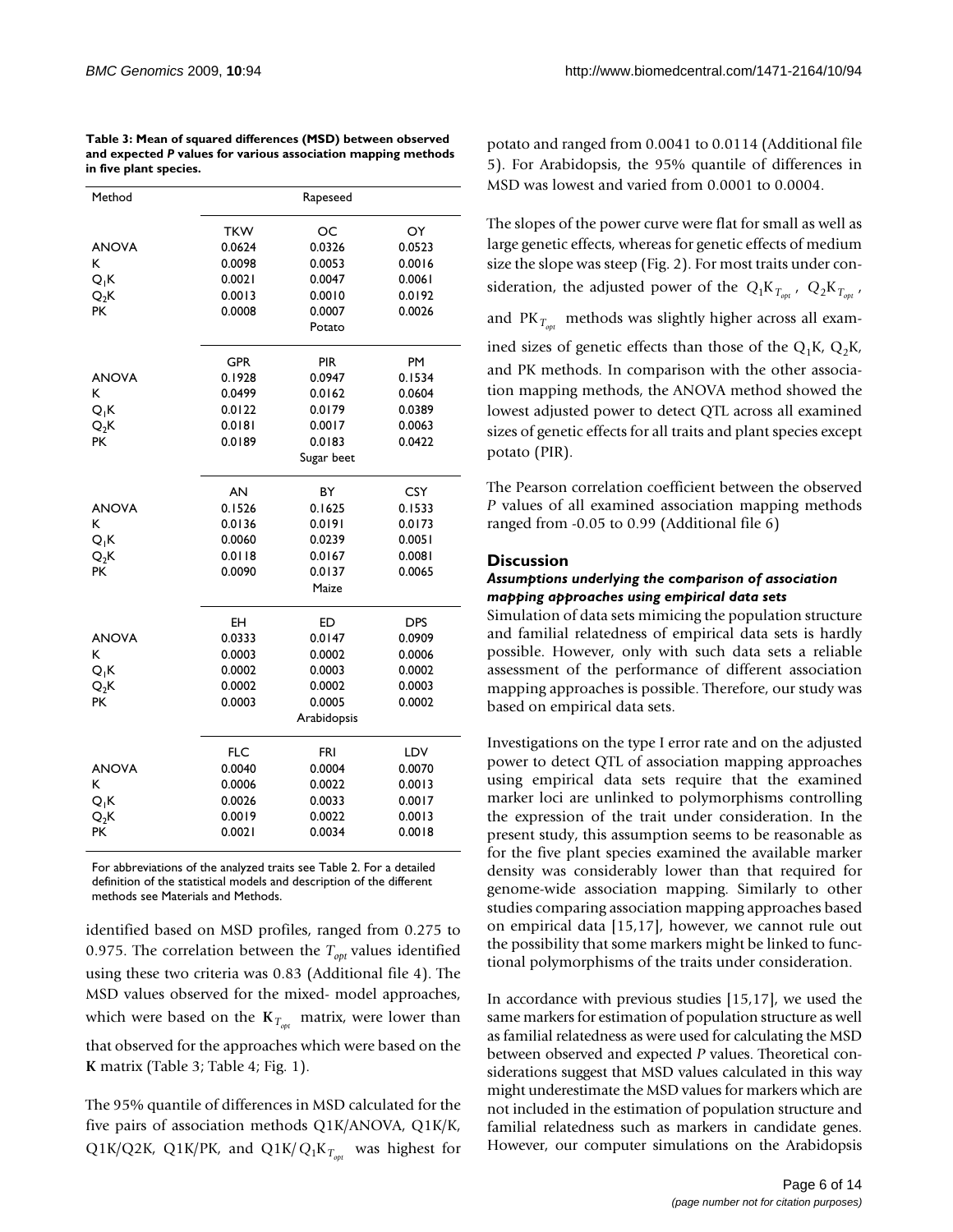**Table 3: Mean of squared differences (MSD) between observed and expected *P* values for various association mapping methods in five plant species.**

| Method | Rapeseed | | |
|---|---|---|---|
| | TKW | OC | OY |
| ANOVA | 0.0624 | 0.0326 | 0.0523 |
| K | 0.0098 | 0.0053 | 0.0016 |
| $Q_1K$ | 0.0021 | 0.0047 | 0.0061 |
| $Q_2K$ | 0.0013 | 0.0010 | 0.0192 |
| PK | 0.0008 | 0.0007 | 0.0026 |
| | | Potato | |
| | GPR | PIR | PM |
| ANOVA | 0.1928 | 0.0947 | 0.1534 |
| K | 0.0499 | 0.0162 | 0.0604 |
| $Q_1K$ | 0.0122 | 0.0179 | 0.0389 |
| $Q_2K$ | 0.0181 | 0.0017 | 0.0063 |
| PK | 0.0189 | 0.0183 | 0.0422 |
| | | Sugar beet | |
| | AN | BY | CSY |
| ANOVA | 0.1526 | 0.1625 | 0.1533 |
| K | 0.0136 | 0.0191 | 0.0173 |
| $Q_1K$ | 0.0060 | 0.0239 | 0.0051 |
| $Q_2K$ | 0.0118 | 0.0167 | 0.0081 |
| PK | 0.0090 | 0.0137 | 0.0065 |
| | | Maize | |
| | EH | ED | DPS |
| ANOVA | 0.0333 | 0.0147 | 0.0909 |
| K | 0.0003 | 0.0002 | 0.0006 |
| $Q_1K$ | 0.0002 | 0.0003 | 0.0002 |
| $Q_2K$ | 0.0002 | 0.0002 | 0.0003 |
| PK | 0.0003 | 0.0005 | 0.0002 |
| | | Arabidopsis | |
| | FLC | FRI | LDV |
| ANOVA | 0.0040 | 0.0004 | 0.0070 |
| K | 0.0006 | 0.0022 | 0.0013 |
| $Q_1K$ | 0.0026 | 0.0033 | 0.0017 |
| $Q_2K$ | 0.0019 | 0.0022 | 0.0013 |
| PK | 0.0021 | 0.0034 | 0.0018 |

For abbreviations of the analyzed traits see Table 2. For a detailed definition of the statistical models and description of the different methods see Materials and Methods.

identified based on MSD profiles, ranged from 0.275 to 0.975. The correlation between the $T_{opt}$ values identified using these two criteria was 0.83 (Additional file 4). The MSD values observed for the mixed- model approaches, which were based on the $\mathbf{K}_{T_{opt}}$ matrix, were lower than that observed for the approaches which were based on the **K** matrix (Table 3; Table 4; Fig. 1).

The 95% quantile of differences in MSD calculated for the five pairs of association methods Q1K/ANOVA, Q1K/K, Q1K/Q2K, Q1K/PK, and Q1K/$Q_1K_{T_{opt}}$ was highest for potato and ranged from 0.0041 to 0.0114 (Additional file 5). For Arabidopsis, the 95% quantile of differences in MSD was lowest and varied from 0.0001 to 0.0004.

The slopes of the power curve were flat for small as well as large genetic effects, whereas for genetic effects of medium size the slope was steep (Fig. 2). For most traits under consideration, the adjusted power of the $Q_1K_{T_{opt}}$, $Q_2K_{T_{opt}}$, and $PK_{T_{opt}}$ methods was slightly higher across all examined sizes of genetic effects than those of the $Q_1K$, $Q_2K$, and PK methods. In comparison with the other association mapping methods, the ANOVA method showed the lowest adjusted power to detect QTL across all examined sizes of genetic effects for all traits and plant species except potato (PIR).

The Pearson correlation coefficient between the observed *P* values of all examined association mapping methods ranged from -0.05 to 0.99 (Additional file 6)

## Discussion

### *Assumptions underlying the comparison of association mapping approaches using empirical data sets*

Simulation of data sets mimicing the population structure and familial relatedness of empirical data sets is hardly possible. However, only with such data sets a reliable assessment of the performance of different association mapping approaches is possible. Therefore, our study was based on empirical data sets.

Investigations on the type I error rate and on the adjusted power to detect QTL of association mapping approaches using empirical data sets require that the examined marker loci are unlinked to polymorphisms controlling the expression of the trait under consideration. In the present study, this assumption seems to be reasonable as for the five plant species examined the available marker density was considerably lower than that required for genome-wide association mapping. Similarly to other studies comparing association mapping approaches based on empirical data [15,17], however, we cannot rule out the possibility that some markers might be linked to functional polymorphisms of the traits under consideration.

In accordance with previous studies [15,17], we used the same markers for estimation of population structure as well as familial relatedness as were used for calculating the MSD between observed and expected *P* values. Theoretical considerations suggest that MSD values calculated in this way might underestimate the MSD values for markers which are not included in the estimation of population structure and familial relatedness such as markers in candidate genes. However, our computer simulations on the Arabidopsis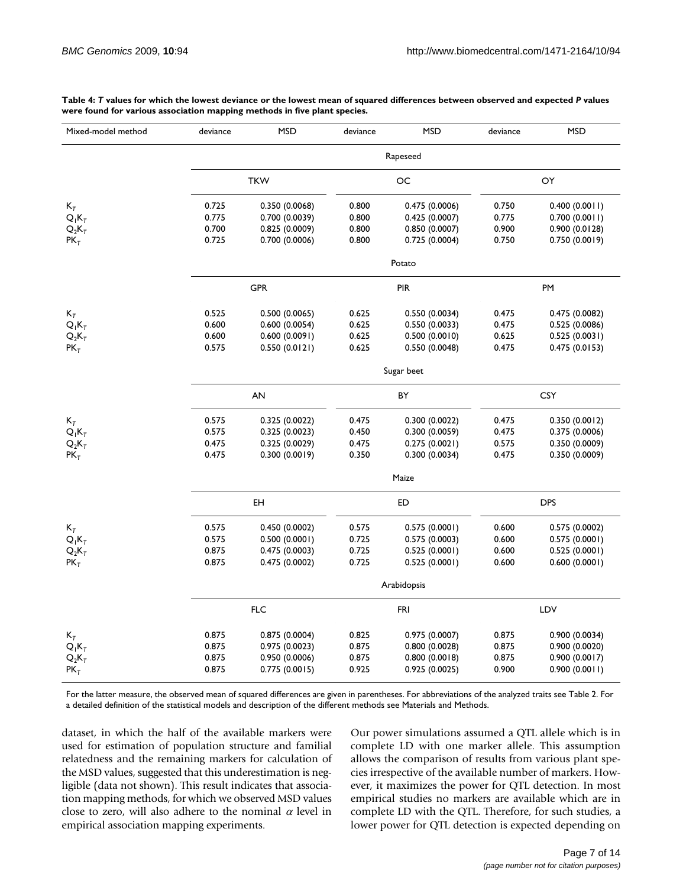**Table 4: *T* values for which the lowest deviance or the lowest mean of squared differences between observed and expected *P* values were found for various association mapping methods in five plant species.**

| Mixed-model method | deviance | MSD | deviance | MSD | deviance | MSD |
|---|---|---|---|---|---|---|
| | Rapeseed | | | | | |
| | TKW | | OC | | OY | |
| $K_T$ | 0.725 | 0.350 (0.0068) | 0.800 | 0.475 (0.0006) | 0.750 | 0.400 (0.0011) |
| $Q_1K_T$ | 0.775 | 0.700 (0.0039) | 0.800 | 0.425 (0.0007) | 0.775 | 0.700 (0.0011) |
| $Q_2K_T$ | 0.700 | 0.825 (0.0009) | 0.800 | 0.850 (0.0007) | 0.900 | 0.900 (0.0128) |
| $PK_T$ | 0.725 | 0.700 (0.0006) | 0.800 | 0.725 (0.0004) | 0.750 | 0.750 (0.0019) |
| | Potato | | | | | |
| | GPR | | PIR | | PM | |
| $K_T$ | 0.525 | 0.500 (0.0065) | 0.625 | 0.550 (0.0034) | 0.475 | 0.475 (0.0082) |
| $Q_1K_T$ | 0.600 | 0.600 (0.0054) | 0.625 | 0.550 (0.0033) | 0.475 | 0.525 (0.0086) |
| $Q_2K_T$ | 0.600 | 0.600 (0.0091) | 0.625 | 0.500 (0.0010) | 0.625 | 0.525 (0.0031) |
| $PK_T$ | 0.575 | 0.550 (0.0121) | 0.625 | 0.550 (0.0048) | 0.475 | 0.475 (0.0153) |
| | Sugar beet | | | | | |
| | AN | | BY | | CSY | |
| $K_T$ | 0.575 | 0.325 (0.0022) | 0.475 | 0.300 (0.0022) | 0.475 | 0.350 (0.0012) |
| $Q_1K_T$ | 0.575 | 0.325 (0.0023) | 0.450 | 0.300 (0.0059) | 0.475 | 0.375 (0.0006) |
| $Q_2K_T$ | 0.475 | 0.325 (0.0029) | 0.475 | 0.275 (0.0021) | 0.575 | 0.350 (0.0009) |
| $PK_T$ | 0.475 | 0.300 (0.0019) | 0.350 | 0.300 (0.0034) | 0.475 | 0.350 (0.0009) |
| | Maize | | | | | |
| | EH | | ED | | DPS | |
| $K_T$ | 0.575 | 0.450 (0.0002) | 0.575 | 0.575 (0.0001) | 0.600 | 0.575 (0.0002) |
| $Q_1K_T$ | 0.575 | 0.500 (0.0001) | 0.725 | 0.575 (0.0003) | 0.600 | 0.575 (0.0001) |
| $Q_2K_T$ | 0.875 | 0.475 (0.0003) | 0.725 | 0.525 (0.0001) | 0.600 | 0.525 (0.0001) |
| $PK_T$ | 0.875 | 0.475 (0.0002) | 0.725 | 0.525 (0.0001) | 0.600 | 0.600 (0.0001) |
| | Arabidopsis | | | | | |
| | FLC | | FRI | | LDV | |
| $K_T$ | 0.875 | 0.875 (0.0004) | 0.825 | 0.975 (0.0007) | 0.875 | 0.900 (0.0034) |
| $Q_1K_T$ | 0.875 | 0.975 (0.0023) | 0.875 | 0.800 (0.0028) | 0.875 | 0.900 (0.0020) |
| $Q_2K_T$ | 0.875 | 0.950 (0.0006) | 0.875 | 0.800 (0.0018) | 0.875 | 0.900 (0.0017) |
| $PK_T$ | 0.875 | 0.775 (0.0015) | 0.925 | 0.925 (0.0025) | 0.900 | 0.900 (0.0011) |

For the latter measure, the observed mean of squared differences are given in parentheses. For abbreviations of the analyzed traits see Table 2. For a detailed definition of the statistical models and description of the different methods see Materials and Methods.

dataset, in which the half of the available markers were used for estimation of population structure and familial relatedness and the remaining markers for calculation of the MSD values, suggested that this underestimation is negligible (data not shown). This result indicates that association mapping methods, for which we observed MSD values close to zero, will also adhere to the nominal $\alpha$ level in empirical association mapping experiments.

Our power simulations assumed a QTL allele which is in complete LD with one marker allele. This assumption allows the comparison of results from various plant species irrespective of the available number of markers. However, it maximizes the power for QTL detection. In most empirical studies no markers are available which are in complete LD with the QTL. Therefore, for such studies, a lower power for QTL detection is expected depending on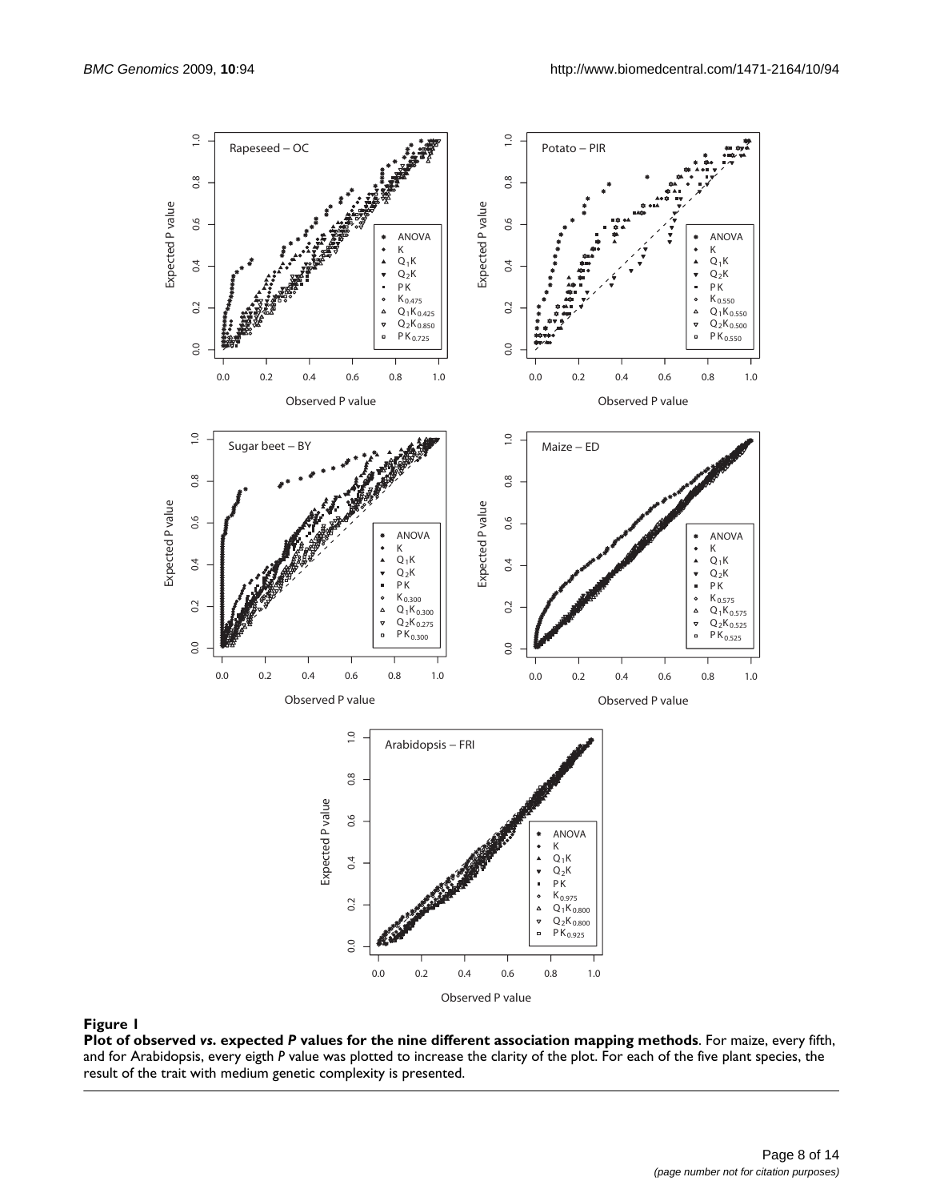**Figure 1**

**Plot of observed *vs.* expected *P* values for the nine different association mapping methods**. For maize, every fifth, and for Arabidopsis, every eigth *P* value was plotted to increase the clarity of the plot. For each of the five plant species, the result of the trait with medium genetic complexity is presented.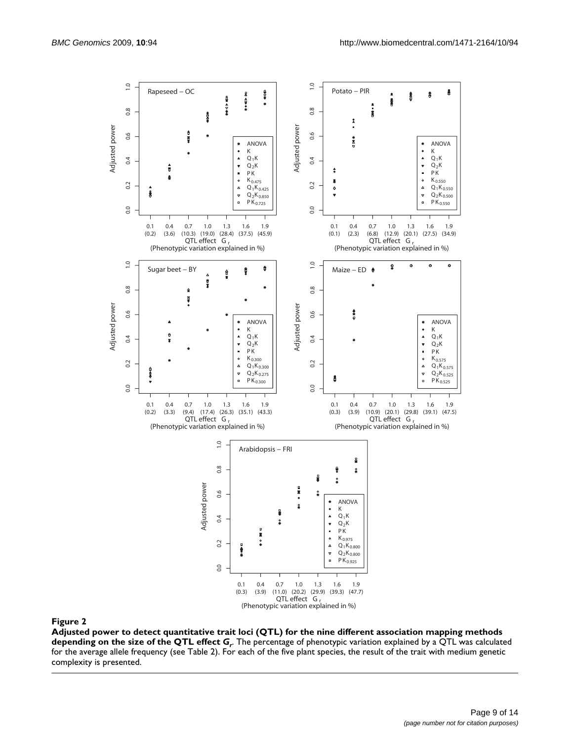**Figure 2**

**Adjusted power to detect quantitative trait loci (QTL) for the nine different association mapping methods depending on the size of the QTL effect $G_r$.** The percentage of phenotypic variation explained by a QTL was calculated for the average allele frequency (see Table 2). For each of the five plant species, the result of the trait with medium genetic complexity is presented.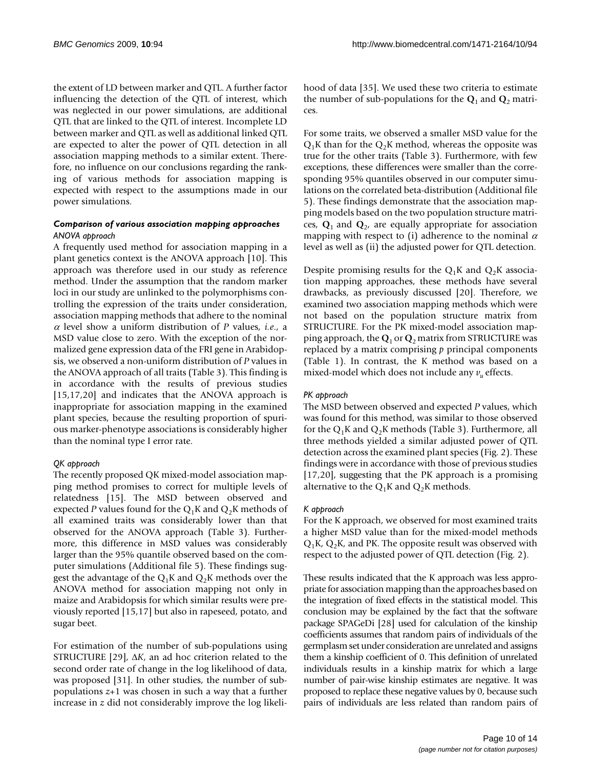the extent of LD between marker and QTL. A further factor influencing the detection of the QTL of interest, which was neglected in our power simulations, are additional QTL that are linked to the QTL of interest. Incomplete LD between marker and QTL as well as additional linked QTL are expected to alter the power of QTL detection in all association mapping methods to a similar extent. Therefore, no influence on our conclusions regarding the ranking of various methods for association mapping is expected with respect to the assumptions made in our power simulations.

### Comparison of various association mapping approaches

#### *ANOVA approach*

A frequently used method for association mapping in a plant genetics context is the ANOVA approach [10]. This approach was therefore used in our study as reference method. Under the assumption that the random marker loci in our study are unlinked to the polymorphisms controlling the expression of the traits under consideration, association mapping methods that adhere to the nominal $\alpha$ level show a uniform distribution of *P* values, *i.e.*, a MSD value close to zero. With the exception of the normalized gene expression data of the FRI gene in Arabidopsis, we observed a non-uniform distribution of *P* values in the ANOVA approach of all traits (Table 3). This finding is in accordance with the results of previous studies [15,17,20] and indicates that the ANOVA approach is inappropriate for association mapping in the examined plant species, because the resulting proportion of spurious marker-phenotype associations is considerably higher than the nominal type I error rate.

#### *QK approach*

The recently proposed QK mixed-model association mapping method promises to correct for multiple levels of relatedness [15]. The MSD between observed and expected *P* values found for the $Q_1K$ and $Q_2K$ methods of all examined traits was considerably lower than that observed for the ANOVA approach (Table 3). Furthermore, this difference in MSD values was considerably larger than the 95% quantile observed based on the computer simulations (Additional file 5). These findings suggest the advantage of the $Q_1K$ and $Q_2K$ methods over the ANOVA method for association mapping not only in maize and Arabidopsis for which similar results were previously reported [15,17] but also in rapeseed, potato, and sugar beet.

For estimation of the number of sub-populations using STRUCTURE [29], $\Delta K$, an ad hoc criterion related to the second order rate of change in the log likelihood of data, was proposed [31]. In other studies, the number of sub-populations $z$+1 was chosen in such a way that a further increase in $z$ did not considerably improve the log likelihood of data [35]. We used these two criteria to estimate the number of sub-populations for the $\mathbf{Q}_1$ and $\mathbf{Q}_2$ matrices.

For some traits, we observed a smaller MSD value for the $Q_1K$ than for the $Q_2K$ method, whereas the opposite was true for the other traits (Table 3). Furthermore, with few exceptions, these differences were smaller than the corresponding 95% quantiles observed in our computer simulations on the correlated beta-distribution (Additional file 5). These findings demonstrate that the association mapping models based on the two population structure matrices, $\mathbf{Q}_1$ and $\mathbf{Q}_2$, are equally appropriate for association mapping with respect to (i) adherence to the nominal $\alpha$ level as well as (ii) the adjusted power for QTL detection.

Despite promising results for the $Q_1K$ and $Q_2K$ association mapping approaches, these methods have several drawbacks, as previously discussed [20]. Therefore, we examined two association mapping methods which were not based on the population structure matrix from STRUCTURE. For the PK mixed-model association mapping approach, the $\mathbf{Q}_1$ or $\mathbf{Q}_2$ matrix from STRUCTURE was replaced by a matrix comprising $p$ principal components (Table 1). In contrast, the K method was based on a mixed-model which does not include any $v_u$ effects.

#### *PK approach*

The MSD between observed and expected *P* values, which was found for this method, was similar to those observed for the $Q_1K$ and $Q_2K$ methods (Table 3). Furthermore, all three methods yielded a similar adjusted power of QTL detection across the examined plant species (Fig. 2). These findings were in accordance with those of previous studies [17,20], suggesting that the PK approach is a promising alternative to the $Q_1K$ and $Q_2K$ methods.

#### *K approach*

For the K approach, we observed for most examined traits a higher MSD value than for the mixed-model methods $Q_1K$, $Q_2K$, and PK. The opposite result was observed with respect to the adjusted power of QTL detection (Fig. 2).

These results indicated that the K approach was less appropriate for association mapping than the approaches based on the integration of fixed effects in the statistical model. This conclusion may be explained by the fact that the software package SPAGeDi [28] used for calculation of the kinship coefficients assumes that random pairs of individuals of the germplasm set under consideration are unrelated and assigns them a kinship coefficient of 0. This definition of unrelated individuals results in a kinship matrix for which a large number of pair-wise kinship estimates are negative. It was proposed to replace these negative values by 0, because such pairs of individuals are less related than random pairs of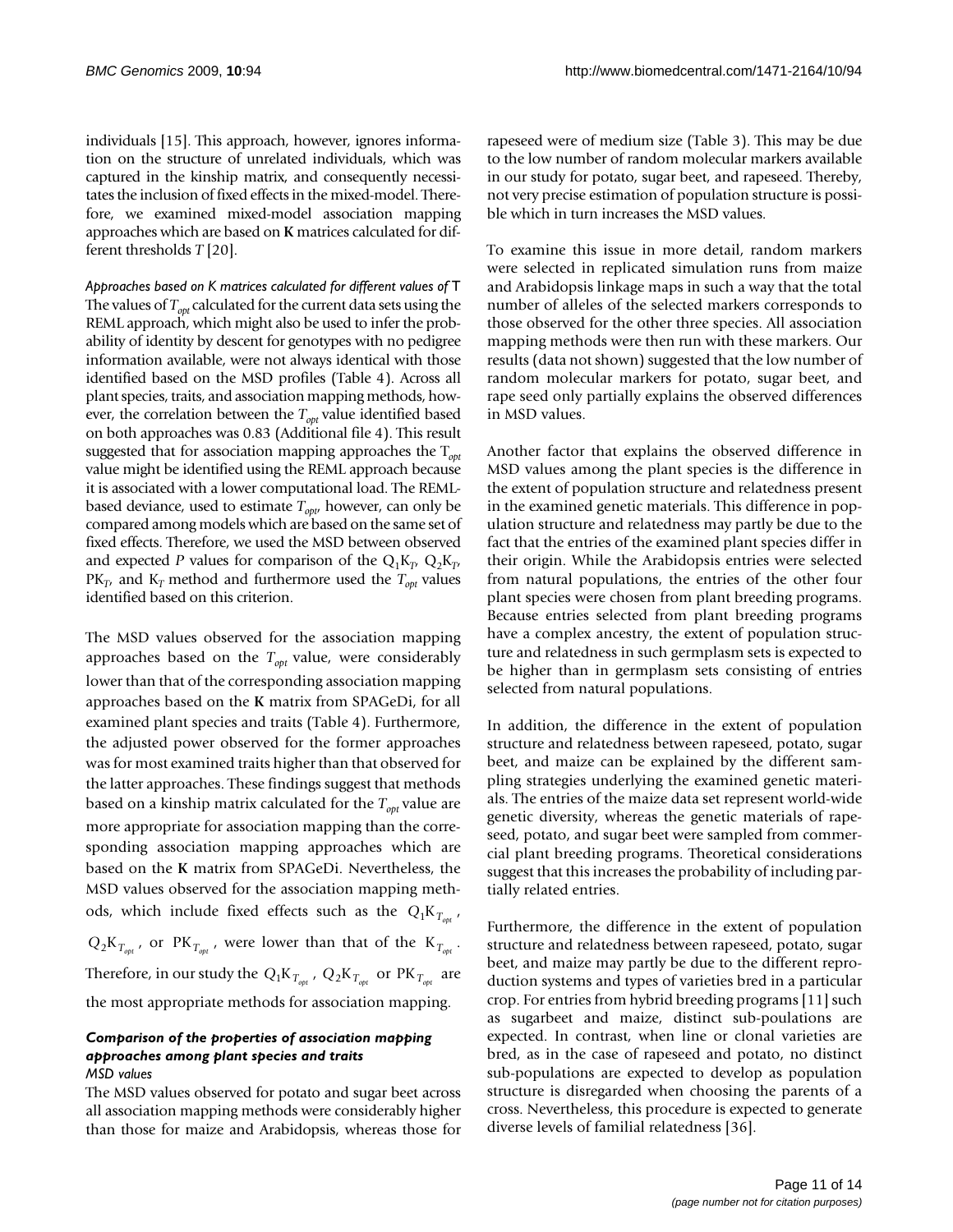individuals [15]. This approach, however, ignores information on the structure of unrelated individuals, which was captured in the kinship matrix, and consequently necessitates the inclusion of fixed effects in the mixed-model. Therefore, we examined mixed-model association mapping approaches which are based on **K** matrices calculated for different thresholds $T$ [20].

*Approaches based on K matrices calculated for different values of T*

The values of $T_{opt}$ calculated for the current data sets using the REML approach, which might also be used to infer the probability of identity by descent for genotypes with no pedigree information available, were not always identical with those identified based on the MSD profiles (Table 4). Across all plant species, traits, and association mapping methods, however, the correlation between the $T_{opt}$ value identified based on both approaches was 0.83 (Additional file 4). This result suggested that for association mapping approaches the $T_{opt}$ value might be identified using the REML approach because it is associated with a lower computational load. The REML-based deviance, used to estimate $T_{opt}$, however, can only be compared among models which are based on the same set of fixed effects. Therefore, we used the MSD between observed and expected $P$ values for comparison of the $Q_1K_T$, $Q_2K_T$, $PK_T$, and $K_T$ method and furthermore used the $T_{opt}$ values identified based on this criterion.

The MSD values observed for the association mapping approaches based on the $T_{opt}$ value, were considerably lower than that of the corresponding association mapping approaches based on the **K** matrix from SPAGeDi, for all examined plant species and traits (Table 4). Furthermore, the adjusted power observed for the former approaches was for most examined traits higher than that observed for the latter approaches. These findings suggest that methods based on a kinship matrix calculated for the $T_{opt}$ value are more appropriate for association mapping than the corresponding association mapping approaches which are based on the **K** matrix from SPAGeDi. Nevertheless, the MSD values observed for the association mapping methods, which include fixed effects such as the $Q_1K_{T_{opt}}$, $Q_2K_{T_{opt}}$, or $PK_{T_{opt}}$, were lower than that of the $K_{T_{opt}}$. Therefore, in our study the $Q_1K_{T_{opt}}$, $Q_2K_{T_{opt}}$ or $PK_{T_{opt}}$ are the most appropriate methods for association mapping.

### Comparison of the properties of association mapping approaches among plant species and traits

*MSD values*

The MSD values observed for potato and sugar beet across all association mapping methods were considerably higher than those for maize and Arabidopsis, whereas those for rapeseed were of medium size (Table 3). This may be due to the low number of random molecular markers available in our study for potato, sugar beet, and rapeseed. Thereby, not very precise estimation of population structure is possible which in turn increases the MSD values.

To examine this issue in more detail, random markers were selected in replicated simulation runs from maize and Arabidopsis linkage maps in such a way that the total number of alleles of the selected markers corresponds to those observed for the other three species. All association mapping methods were then run with these markers. Our results (data not shown) suggested that the low number of random molecular markers for potato, sugar beet, and rape seed only partially explains the observed differences in MSD values.

Another factor that explains the observed difference in MSD values among the plant species is the difference in the extent of population structure and relatedness present in the examined genetic materials. This difference in population structure and relatedness may partly be due to the fact that the entries of the examined plant species differ in their origin. While the Arabidopsis entries were selected from natural populations, the entries of the other four plant species were chosen from plant breeding programs. Because entries selected from plant breeding programs have a complex ancestry, the extent of population structure and relatedness in such germplasm sets is expected to be higher than in germplasm sets consisting of entries selected from natural populations.

In addition, the difference in the extent of population structure and relatedness between rapeseed, potato, sugar beet, and maize can be explained by the different sampling strategies underlying the examined genetic materials. The entries of the maize data set represent world-wide genetic diversity, whereas the genetic materials of rapeseed, potato, and sugar beet were sampled from commercial plant breeding programs. Theoretical considerations suggest that this increases the probability of including partially related entries.

Furthermore, the difference in the extent of population structure and relatedness between rapeseed, potato, sugar beet, and maize may partly be due to the different reproduction systems and types of varieties bred in a particular crop. For entries from hybrid breeding programs [11] such as sugarbeet and maize, distinct sub-poulations are expected. In contrast, when line or clonal varieties are bred, as in the case of rapeseed and potato, no distinct sub-populations are expected to develop as population structure is disregarded when choosing the parents of a cross. Nevertheless, this procedure is expected to generate diverse levels of familial relatedness [36].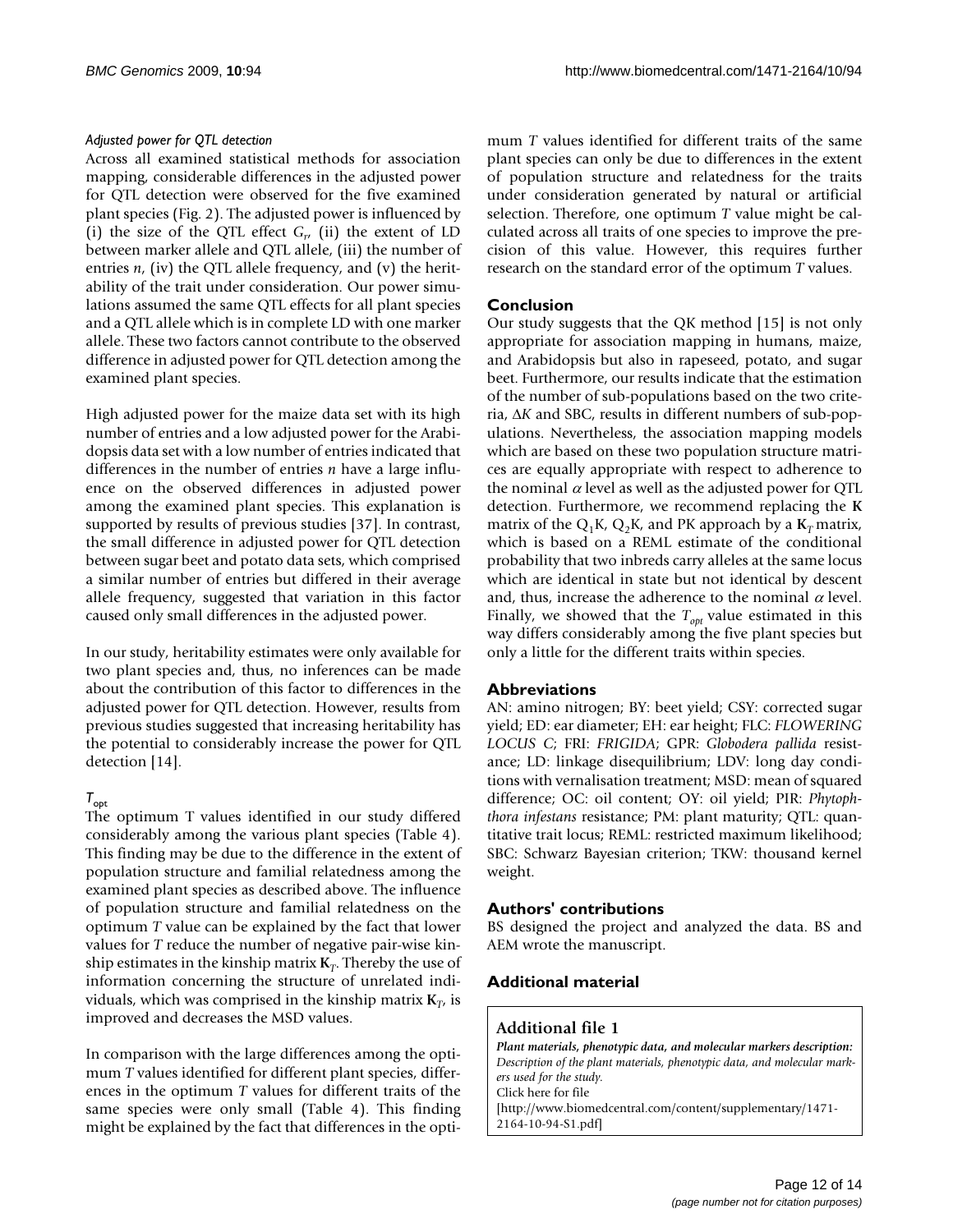#### *Adjusted power for QTL detection*

Across all examined statistical methods for association mapping, considerable differences in the adjusted power for QTL detection were observed for the five examined plant species (Fig. 2). The adjusted power is influenced by (i) the size of the QTL effect $G_r$, (ii) the extent of LD between marker allele and QTL allele, (iii) the number of entries $n$, (iv) the QTL allele frequency, and (v) the heritability of the trait under consideration. Our power simulations assumed the same QTL effects for all plant species and a QTL allele which is in complete LD with one marker allele. These two factors cannot contribute to the observed difference in adjusted power for QTL detection among the examined plant species.

High adjusted power for the maize data set with its high number of entries and a low adjusted power for the Arabidopsis data set with a low number of entries indicated that differences in the number of entries $n$ have a large influence on the observed differences in adjusted power among the examined plant species. This explanation is supported by results of previous studies [37]. In contrast, the small difference in adjusted power for QTL detection between sugar beet and potato data sets, which comprised a similar number of entries but differed in their average allele frequency, suggested that variation in this factor caused only small differences in the adjusted power.

In our study, heritability estimates were only available for two plant species and, thus, no inferences can be made about the contribution of this factor to differences in the adjusted power for QTL detection. However, results from previous studies suggested that increasing heritability has the potential to considerably increase the power for QTL detection [14].

#### $T_{opt}$

The optimum T values identified in our study differed considerably among the various plant species (Table 4). This finding may be due to the difference in the extent of population structure and familial relatedness among the examined plant species as described above. The influence of population structure and familial relatedness on the optimum $T$ value can be explained by the fact that lower values for $T$ reduce the number of negative pair-wise kinship estimates in the kinship matrix $\mathbf{K}_T$. Thereby the use of information concerning the structure of unrelated individuals, which was comprised in the kinship matrix $\mathbf{K}_T$, is improved and decreases the MSD values.

In comparison with the large differences among the optimum $T$ values identified for different plant species, differences in the optimum $T$ values for different traits of the same species were only small (Table 4). This finding might be explained by the fact that differences in the optimum $T$ values identified for different traits of the same plant species can only be due to differences in the extent of population structure and relatedness for the traits under consideration generated by natural or artificial selection. Therefore, one optimum $T$ value might be calculated across all traits of one species to improve the precision of this value. However, this requires further research on the standard error of the optimum $T$ values.

## Conclusion

Our study suggests that the QK method [15] is not only appropriate for association mapping in humans, maize, and Arabidopsis but also in rapeseed, potato, and sugar beet. Furthermore, our results indicate that the estimation of the number of sub-populations based on the two criteria, $\Delta K$ and SBC, results in different numbers of sub-populations. Nevertheless, the association mapping models which are based on these two population structure matrices are equally appropriate with respect to adherence to the nominal $\alpha$ level as well as the adjusted power for QTL detection. Furthermore, we recommend replacing the **K** matrix of the $Q_1K$, $Q_2K$, and PK approach by a $\mathbf{K}_T$ matrix, which is based on a REML estimate of the conditional probability that two inbreds carry alleles at the same locus which are identical in state but not identical by descent and, thus, increase the adherence to the nominal $\alpha$ level. Finally, we showed that the $T_{opt}$ value estimated in this way differs considerably among the five plant species but only a little for the different traits within species.

## Abbreviations

AN: amino nitrogen; BY: beet yield; CSY: corrected sugar yield; ED: ear diameter; EH: ear height; FLC: *FLOWERING LOCUS C*; FRI: *FRIGIDA*; GPR: *Globodera pallida* resistance; LD: linkage disequilibrium; LDV: long day conditions with vernalisation treatment; MSD: mean of squared difference; OC: oil content; OY: oil yield; PIR: *Phytophthora infestans* resistance; PM: plant maturity; QTL: quantitative trait locus; REML: restricted maximum likelihood; SBC: Schwarz Bayesian criterion; TKW: thousand kernel weight.

## Authors' contributions

BS designed the project and analyzed the data. BS and AEM wrote the manuscript.

## Additional material

**Additional file 1**

***Plant materials, phenotypic data, and molecular markers description:*** *Description of the plant materials, phenotypic data, and molecular markers used for the study.*
Click here for file
[http://www.biomedcentral.com/content/supplementary/1471-2164-10-94-S1.pdf]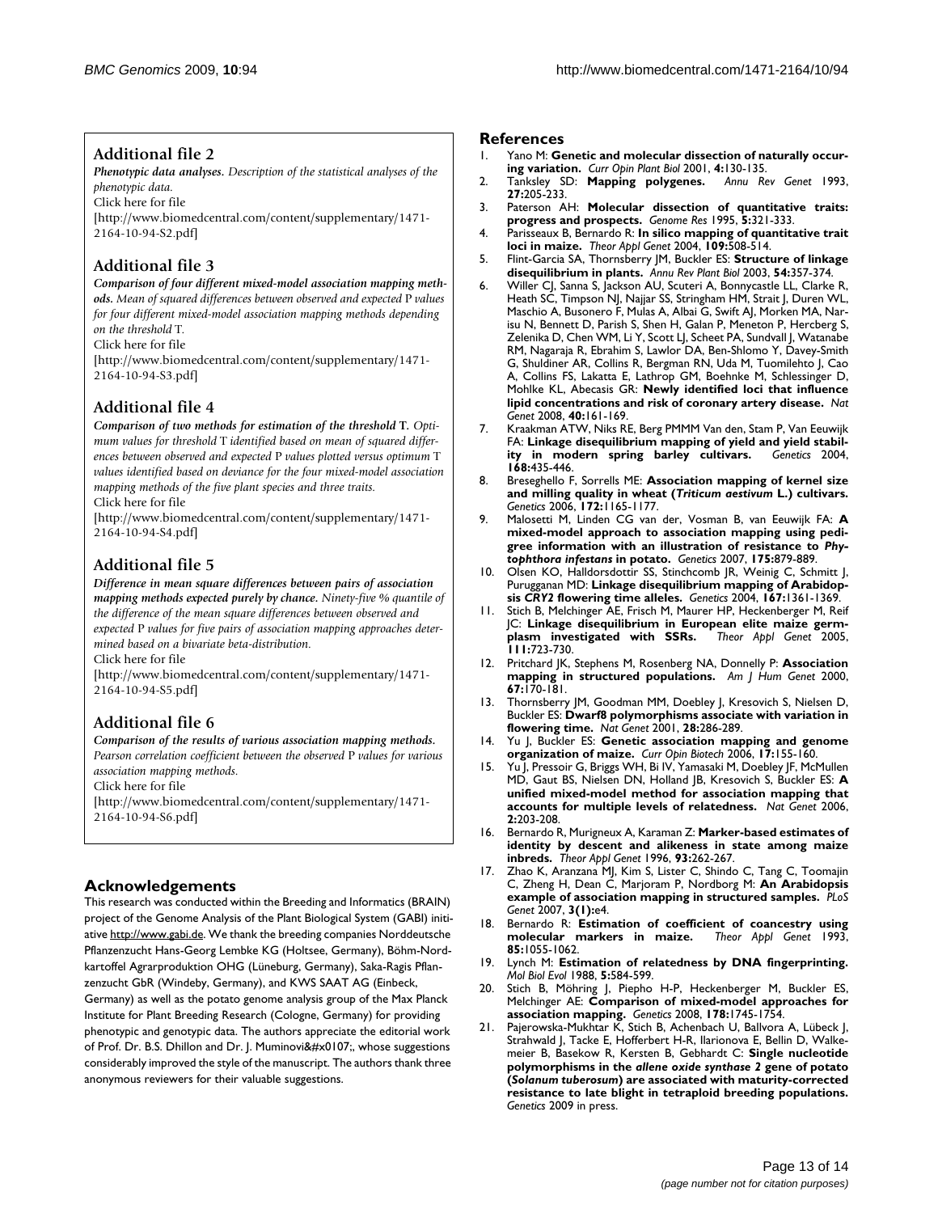## Additional file 2

***Phenotypic data analyses.*** *Description of the statistical analyses of the phenotypic data.*

Click here for file

[http://www.biomedcentral.com/content/supplementary/1471-2164-10-94-S2.pdf]

## Additional file 3

***Comparison of four different mixed-model association mapping methods.*** *Mean of squared differences between observed and expected* P *values for four different mixed-model association mapping methods depending on the threshold* T*.*

Click here for file

[http://www.biomedcentral.com/content/supplementary/1471-2164-10-94-S3.pdf]

## Additional file 4

***Comparison of two methods for estimation of the threshold T.*** *Optimum values for threshold* T *identified based on mean of squared differences between observed and expected* P *values plotted versus optimum* T *values identified based on deviance for the four mixed-model association mapping methods of the five plant species and three traits.*

Click here for file

[http://www.biomedcentral.com/content/supplementary/1471-2164-10-94-S4.pdf]

## Additional file 5

***Difference in mean square differences between pairs of association mapping methods expected purely by chance.*** *Ninety-five % quantile of the difference of the mean square differences between observed and expected* P *values for five pairs of association mapping approaches determined based on a bivariate beta-distribution.*

Click here for file

[http://www.biomedcentral.com/content/supplementary/1471-2164-10-94-S5.pdf]

## Additional file 6

***Comparison of the results of various association mapping methods.*** *Pearson correlation coefficient between the observed* P *values for various association mapping methods.*

Click here for file

[http://www.biomedcentral.com/content/supplementary/1471-2164-10-94-S6.pdf]

## Acknowledgements

This research was conducted within the Breeding and Informatics (BRAIN) project of the Genome Analysis of the Plant Biological System (GABI) initiative http://www.gabi.de. We thank the breeding companies Norddeutsche Pflanzenzucht Hans-Georg Lembke KG (Holtsee, Germany), Böhm-Nordkartoffel Agrarproduktion OHG (Lüneburg, Germany), Saka-Ragis Pflanzenzucht GbR (Windeby, Germany), and KWS SAAT AG (Einbeck, Germany) as well as the potato genome analysis group of the Max Planck Institute for Plant Breeding Research (Cologne, Germany) for providing phenotypic and genotypic data. The authors appreciate the editorial work of Prof. Dr. B.S. Dhillon and Dr. J. Muminovi&#x0107;, whose suggestions considerably improved the style of the manuscript. The authors thank three anonymous reviewers for their valuable suggestions.

## References

1. Yano M: **Genetic and molecular dissection of naturally occurring variation.** *Curr Opin Plant Biol* 2001, **4:**130-135.
2. Tanksley SD: **Mapping polygenes.** *Annu Rev Genet* 1993, **27:**205-233.
3. Paterson AH: **Molecular dissection of quantitative traits: progress and prospects.** *Genome Res* 1995, **5:**321-333.
4. Parisseaux B, Bernardo R: **In silico mapping of quantitative trait loci in maize.** *Theor Appl Genet* 2004, **109:**508-514.
5. Flint-Garcia SA, Thornsberry JM, Buckler ES: **Structure of linkage disequilibrium in plants.** *Annu Rev Plant Biol* 2003, **54:**357-374.
6. Willer CJ, Sanna S, Jackson AU, Scuteri A, Bonnycastle LL, Clarke R, Heath SC, Timpson NJ, Najjar SS, Stringham HM, Strait J, Duren WL, Maschio A, Busonero F, Mulas A, Albai G, Swift AJ, Morken MA, Narisu N, Bennett D, Parish S, Shen H, Galan P, Meneton P, Hercberg S, Zelenika D, Chen WM, Li Y, Scott LJ, Scheet PA, Sundvall J, Watanabe RM, Nagaraja R, Ebrahim S, Lawlor DA, Ben-Shlomo Y, Davey-Smith G, Shuldiner AR, Collins R, Bergman RN, Uda M, Tuomilehto J, Cao A, Collins FS, Lakatta E, Lathrop GM, Boehnke M, Schlessinger D, Mohlke KL, Abecasis GR: **Newly identified loci that influence lipid concentrations and risk of coronary artery disease.** *Nat Genet* 2008, **40:**161-169.
7. Kraakman ATW, Niks RE, Berg PMMM Van den, Stam P, Van Eeuwijk FA: **Linkage disequilibrium mapping of yield and yield stability in modern spring barley cultivars.** *Genetics* 2004, **168:**435-446.
8. Breseghello F, Sorrells ME: **Association mapping of kernel size and milling quality in wheat (*Triticum aestivum* L.) cultivars.** *Genetics* 2006, **172:**1165-1177.
9. Malosetti M, Linden CG van der, Vosman B, van Eeuwijk FA: **A mixed-model approach to association mapping using pedigree information with an illustration of resistance to *Phytophthora infestans* in potato.** *Genetics* 2007, **175:**879-889.
10. Olsen KO, Halldorsdottir SS, Stinchcomb JR, Weinig C, Schmitt J, Purugganan MD: **Linkage disequilibrium mapping of Arabidopsis *CRY2* flowering time alleles.** *Genetics* 2004, **167:**1361-1369.
11. Stich B, Melchinger AE, Frisch M, Maurer HP, Heckenberger M, Reif JC: **Linkage disequilibrium in European elite maize germplasm investigated with SSRs.** *Theor Appl Genet* 2005, **111:**723-730.
12. Pritchard JK, Stephens M, Rosenberg NA, Donnelly P: **Association mapping in structured populations.** *Am J Hum Genet* 2000, **67:**170-181.
13. Thornsberry JM, Goodman MM, Doebley J, Kresovich S, Nielsen D, Buckler ES: **Dwarf8 polymorphisms associate with variation in flowering time.** *Nat Genet* 2001, **28:**286-289.
14. Yu J, Buckler ES: **Genetic association mapping and genome organization of maize.** *Curr Opin Biotech* 2006, **17:**155-160.
15. Yu J, Pressoir G, Briggs WH, Bi IV, Yamasaki M, Doebley JF, McMullen MD, Gaut BS, Nielsen DN, Holland JB, Kresovich S, Buckler ES: **A unified mixed-model method for association mapping that accounts for multiple levels of relatedness.** *Nat Genet* 2006, **2:**203-208.
16. Bernardo R, Murigneux A, Karaman Z: **Marker-based estimates of identity by descent and alikeness in state among maize inbreds.** *Theor Appl Genet* 1996, **93:**262-267.
17. Zhao K, Aranzana MJ, Kim S, Lister C, Shindo C, Tang C, Toomajin C, Zheng H, Dean C, Marjoram P, Nordborg M: **An Arabidopsis example of association mapping in structured samples.** *PLoS Genet* 2007, **3(1):**e4.
18. Bernardo R: **Estimation of coefficient of coancestry using molecular markers in maize.** *Theor Appl Genet* 1993, **85:**1055-1062.
19. Lynch M: **Estimation of relatedness by DNA fingerprinting.** *Mol Biol Evol* 1988, **5:**584-599.
20. Stich B, Möhring J, Piepho H-P, Heckenberger M, Buckler ES, Melchinger AE: **Comparison of mixed-model approaches for association mapping.** *Genetics* 2008, **178:**1745-1754.
21. Pajerowska-Mukhtar K, Stich B, Achenbach U, Ballvora A, Lübeck J, Strahwald J, Tacke E, Hofferbert H-R, Ilarionova E, Bellin D, Walkemeier B, Basekow R, Kersten B, Gebhardt C: **Single nucleotide polymorphisms in the *allene oxide synthase 2* gene of potato (*Solanum tuberosum*) are associated with maturity-corrected resistance to late blight in tetraploid breeding populations.** *Genetics* 2009 in press.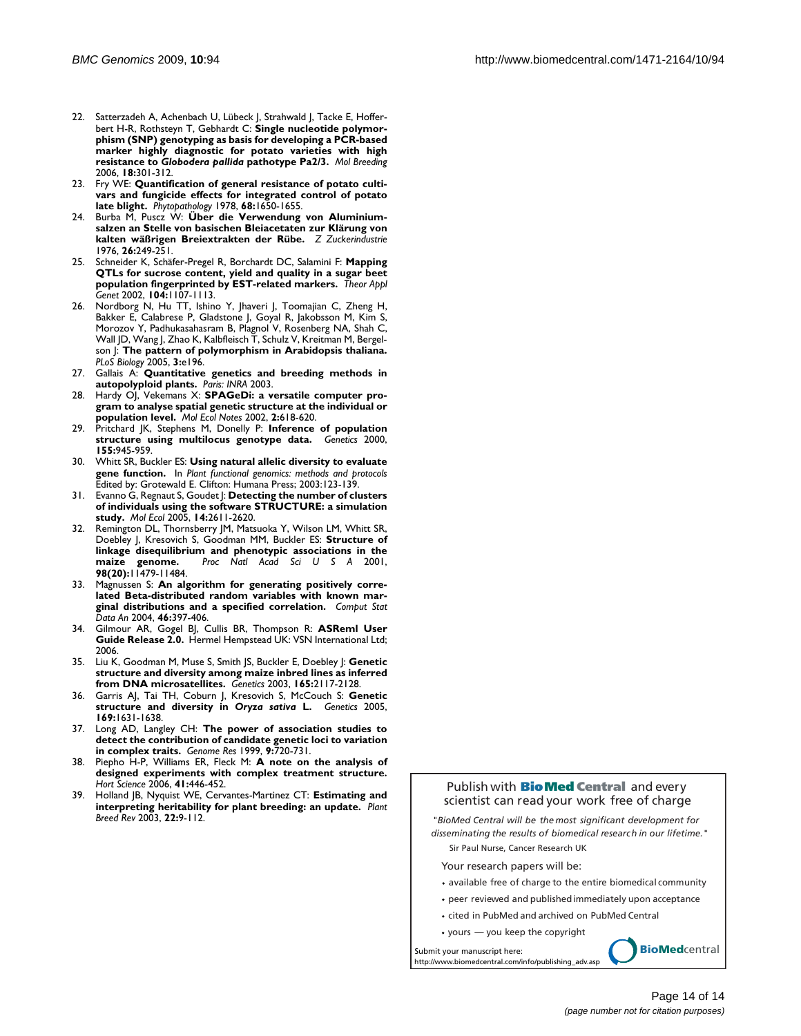22. Satterzadeh A, Achenbach U, Lübeck J, Strahwald J, Tacke E, Hofferbert H-R, Rothsteyn T, Gebhardt C: **Single nucleotide polymorphism (SNP) genotyping as basis for developing a PCR-based marker highly diagnostic for potato varieties with high resistance to *Globodera pallida* pathotype Pa2/3.** *Mol Breeding* 2006, **18:**301-312.
23. Fry WE: **Quantification of general resistance of potato cultivars and fungicide effects for integrated control of potato late blight.** *Phytopathology* 1978, **68:**1650-1655.
24. Burba M, Puscz W: **Über die Verwendung von Aluminiumsalzen an Stelle von basischen Bleiacetaten zur Klärung von kalten wäßrigen Breiextrakten der Rübe.** *Z Zuckerindustrie* 1976, **26:**249-251.
25. Schneider K, Schäfer-Pregel R, Borchardt DC, Salamini F: **Mapping QTLs for sucrose content, yield and quality in a sugar beet population fingerprinted by EST-related markers.** *Theor Appl Genet* 2002, **104:**1107-1113.
26. Nordborg N, Hu TT, Ishino Y, Jhaveri J, Toomajian C, Zheng H, Bakker E, Calabrese P, Gladstone J, Goyal R, Jakobsson M, Kim S, Morozov Y, Padhukasahasram B, Plagnol V, Rosenberg NA, Shah C, Wall JD, Wang J, Zhao K, Kalbfleisch T, Schulz V, Kreitman M, Bergelson J: **The pattern of polymorphism in Arabidopsis thaliana.** *PLoS Biology* 2005, **3:**e196.
27. Gallais A: **Quantitative genetics and breeding methods in autopolyploid plants.** *Paris: INRA* 2003.
28. Hardy OJ, Vekemans X: **SPAGeDi: a versatile computer program to analyse spatial genetic structure at the individual or population level.** *Mol Ecol Notes* 2002, **2:**618-620.
29. Pritchard JK, Stephens M, Donelly P: **Inference of population structure using multilocus genotype data.** *Genetics* 2000, **155:**945-959.
30. Whitt SR, Buckler ES: **Using natural allelic diversity to evaluate gene function.** In *Plant functional genomics: methods and protocols* Edited by: Grotewald E. Clifton: Humana Press; 2003:123-139.
31. Evanno G, Regnaut S, Goudet J: **Detecting the number of clusters of individuals using the software STRUCTURE: a simulation study.** *Mol Ecol* 2005, **14:**2611-2620.
32. Remington DL, Thornsberry JM, Matsuoka Y, Wilson LM, Whitt SR, Doebley J, Kresovich S, Goodman MM, Buckler ES: **Structure of linkage disequilibrium and phenotypic associations in the maize genome.** *Proc Natl Acad Sci U S A* 2001, **98(20):**11479-11484.
33. Magnussen S: **An algorithm for generating positively correlated Beta-distributed random variables with known marginal distributions and a specified correlation.** *Comput Stat Data An* 2004, **46:**397-406.
34. Gilmour AR, Gogel BJ, Cullis BR, Thompson R: **ASReml User Guide Release 2.0.** Hermel Hempstead UK: VSN International Ltd; 2006.
35. Liu K, Goodman M, Muse S, Smith JS, Buckler E, Doebley J: **Genetic structure and diversity among maize inbred lines as inferred from DNA microsatellites.** *Genetics* 2003, **165:**2117-2128.
36. Garris AJ, Tai TH, Coburn J, Kresovich S, McCouch S: **Genetic structure and diversity in *Oryza sativa* L.** *Genetics* 2005, **169:**1631-1638.
37. Long AD, Langley CH: **The power of association studies to detect the contribution of candidate genetic loci to variation in complex traits.** *Genome Res* 1999, **9:**720-731.
38. Piepho H-P, Williams ER, Fleck M: **A note on the analysis of designed experiments with complex treatment structure.** *Hort Science* 2006, **41:**446-452.
39. Holland JB, Nyquist WE, Cervantes-Martinez CT: **Estimating and interpreting heritability for plant breeding: an update.** *Plant Breed Rev* 2003, **22:**9-112.

Publish with **BioMed Central** and every scientist can read your work free of charge

*"BioMed Central will be the most significant development for disseminating the results of biomedical research in our lifetime."*

Sir Paul Nurse, Cancer Research UK

Your research papers will be:

- available free of charge to the entire biomedical community
- peer reviewed and published immediately upon acceptance
- cited in PubMed and archived on PubMed Central
- yours — you keep the copyright

Submit your manuscript here:
http://www.biomedcentral.com/info/publishing_adv.asp

**BioMed**central